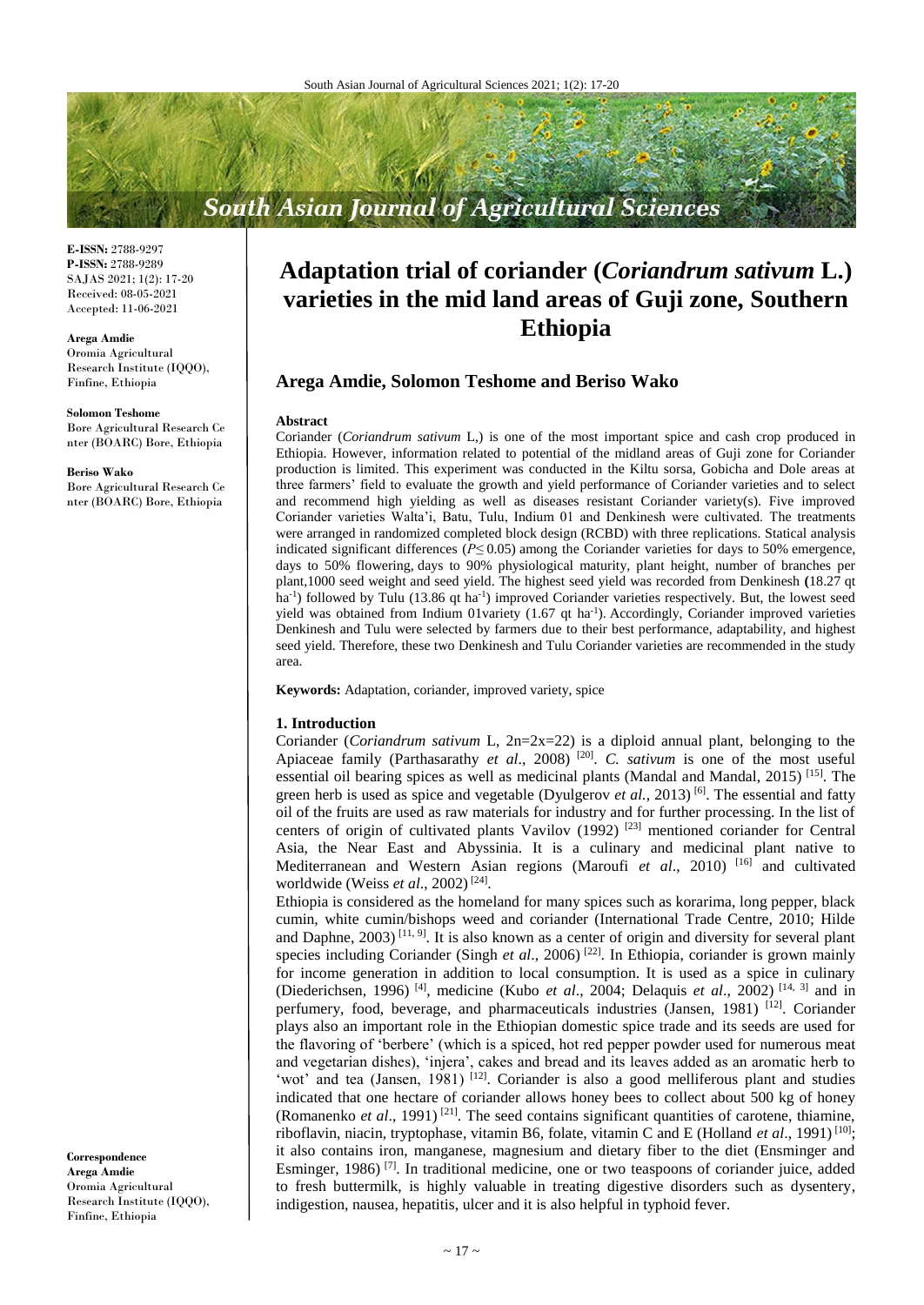# Adaptation trial of coriander (*Coriandrum sativum* L.) varieties in the mid land areas of Guji zone, Southern Ethiopia

**E-ISSN:** 2788-9297
**P-ISSN:** 2788-9289
SAJAS 2021; 1(2): 17-20
Received: 08-05-2021
Accepted: 11-06-2021

**Arega Amdie**
Oromia Agricultural Research Institute (IQQO), Finfine, Ethiopia

**Solomon Teshome**
Bore Agricultural Research Center (BOARC) Bore, Ethiopia

**Beriso Wako**
Bore Agricultural Research Center (BOARC) Bore, Ethiopia

**Correspondence**
**Arega Amdie**
Oromia Agricultural Research Institute (IQQO), Finfine, Ethiopia

## Arega Amdie, Solomon Teshome and Beriso Wako

### Abstract

Coriander (*Coriandrum sativum* L,) is one of the most important spice and cash crop produced in Ethiopia. However, information related to potential of the midland areas of Guji zone for Coriander production is limited. This experiment was conducted in the Kiltu sorsa, Gobicha and Dole areas at three farmers' field to evaluate the growth and yield performance of Coriander varieties and to select and recommend high yielding as well as diseases resistant Coriander variety(s). Five improved Coriander varieties Walta'i, Batu, Tulu, Indium 01 and Denkinesh were cultivated. The treatments were arranged in randomized completed block design (RCBD) with three replications. Statical analysis indicated significant differences ($P \leq 0.05$) among the Coriander varieties for days to 50% emergence, days to 50% flowering, days to 90% physiological maturity, plant height, number of branches per plant,1000 seed weight and seed yield. The highest seed yield was recorded from Denkinesh **(**18.27 qt $ha^{-1}$) followed by Tulu (13.86 qt $ha^{-1}$) improved Coriander varieties respectively. But, the lowest seed yield was obtained from Indium 01variety (1.67 qt $ha^{-1}$). Accordingly, Coriander improved varieties Denkinesh and Tulu were selected by farmers due to their best performance, adaptability, and highest seed yield. Therefore, these two Denkinesh and Tulu Coriander varieties are recommended in the study area.

**Keywords:** Adaptation, coriander, improved variety, spice

### 1. Introduction

Coriander (*Coriandrum sativum* L, 2n=2x=22) is a diploid annual plant, belonging to the Apiaceae family (Parthasarathy *et al*., 2008) [20]. *C. sativum* is one of the most useful essential oil bearing spices as well as medicinal plants (Mandal and Mandal, 2015) [15]. The green herb is used as spice and vegetable (Dyulgerov *et al.*, 2013) [6]. The essential and fatty oil of the fruits are used as raw materials for industry and for further processing. In the list of centers of origin of cultivated plants Vavilov (1992) [23] mentioned coriander for Central Asia, the Near East and Abyssinia. It is a culinary and medicinal plant native to Mediterranean and Western Asian regions (Maroufi *et al*., 2010) [16] and cultivated worldwide (Weiss *et al*., 2002) [24].

Ethiopia is considered as the homeland for many spices such as korarima, long pepper, black cumin, white cumin/bishops weed and coriander (International Trade Centre, 2010; Hilde and Daphne, 2003) [11, 9]. It is also known as a center of origin and diversity for several plant species including Coriander (Singh *et al*., 2006) [22]. In Ethiopia, coriander is grown mainly for income generation in addition to local consumption. It is used as a spice in culinary (Diederichsen, 1996) [4], medicine (Kubo *et al*., 2004; Delaquis *et al*., 2002) [14, 3] and in perfumery, food, beverage, and pharmaceuticals industries (Jansen, 1981) [12]. Coriander plays also an important role in the Ethiopian domestic spice trade and its seeds are used for the flavoring of 'berbere' (which is a spiced, hot red pepper powder used for numerous meat and vegetarian dishes), 'injera', cakes and bread and its leaves added as an aromatic herb to 'wot' and tea (Jansen, 1981) [12]. Coriander is also a good melliferous plant and studies indicated that one hectare of coriander allows honey bees to collect about 500 kg of honey (Romanenko *et al*., 1991) [21]. The seed contains significant quantities of carotene, thiamine, riboflavin, niacin, tryptophase, vitamin B6, folate, vitamin C and E (Holland *et al*., 1991) [10]; it also contains iron, manganese, magnesium and dietary fiber to the diet (Ensminger and Esminger, 1986) [7]. In traditional medicine, one or two teaspoons of coriander juice, added to fresh buttermilk, is highly valuable in treating digestive disorders such as dysentery, indigestion, nausea, hepatitis, ulcer and it is also helpful in typhoid fever.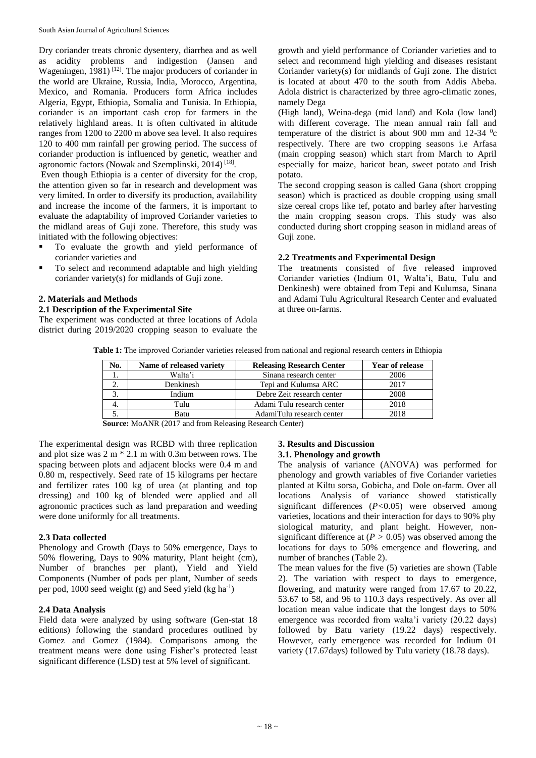Dry coriander treats chronic dysentery, diarrhea and as well as acidity problems and indigestion (Jansen and Wageningen, 1981) [12]. The major producers of coriander in the world are Ukraine, Russia, India, Morocco, Argentina, Mexico, and Romania. Producers form Africa includes Algeria, Egypt, Ethiopia, Somalia and Tunisia. In Ethiopia, coriander is an important cash crop for farmers in the relatively highland areas. It is often cultivated in altitude ranges from 1200 to 2200 m above sea level. It also requires 120 to 400 mm rainfall per growing period. The success of coriander production is influenced by genetic, weather and agronomic factors (Nowak and Szemplinski, 2014) [18].

Even though Ethiopia is a center of diversity for the crop, the attention given so far in research and development was very limited. In order to diversify its production, availability and increase the income of the farmers, it is important to evaluate the adaptability of improved Coriander varieties to the midland areas of Guji zone. Therefore, this study was initiated with the following objectives:

- To evaluate the growth and yield performance of coriander varieties and
- To select and recommend adaptable and high yielding coriander variety(s) for midlands of Guji zone.

## 2. Materials and Methods

### 2.1 Description of the Experimental Site

The experiment was conducted at three locations of Adola district during 2019/2020 cropping season to evaluate the growth and yield performance of Coriander varieties and to select and recommend high yielding and diseases resistant Coriander variety(s) for midlands of Guji zone. The district is located at about 470 to the south from Addis Abeba. Adola district is characterized by three agro-climatic zones, namely Dega (High land), Weina-dega (mid land) and Kola (low land) with different coverage. The mean annual rain fall and temperature of the district is about 900 mm and 12-34 $^{0}$c respectively. There are two cropping seasons i.e Arfasa (main cropping season) which start from March to April especially for maize, haricot bean, sweet potato and Irish potato.

The second cropping season is called Gana (short cropping season) which is practiced as double cropping using small size cereal crops like tef, potato and barley after harvesting the main cropping season crops. This study was also conducted during short cropping season in midland areas of Guji zone.

### 2.2 Treatments and Experimental Design

The treatments consisted of five released improved Coriander varieties (Indium 01, Walta'i, Batu, Tulu and Denkinesh) were obtained from Tepi and Kulumsa, Sinana and Adami Tulu Agricultural Research Center and evaluated at three on-farms.

**Table 1:** The improved Coriander varieties released from national and regional research centers in Ethiopia

| No. | Name of released variety | Releasing Research Center | Year of release |
|---|---|---|---|
| 1. | Walta'i | Sinana research center | 2006 |
| 2. | Denkinesh | Tepi and Kulumsa ARC | 2017 |
| 3. | Indium | Debre Zeit research center | 2008 |
| 4. | Tulu | Adami Tulu research center | 2018 |
| 5. | Batu | AdamiTulu research center | 2018 |

**Source:** MoANR (2017 and from Releasing Research Center)

The experimental design was RCBD with three replication and plot size was 2 m * 2.1 m with 0.3m between rows. The spacing between plots and adjacent blocks were 0.4 m and 0.80 m, respectively. Seed rate of 15 kilograms per hectare and fertilizer rates 100 kg of urea (at planting and top dressing) and 100 kg of blended were applied and all agronomic practices such as land preparation and weeding were done uniformly for all treatments.

### 2.3 Data collected

Phenology and Growth (Days to 50% emergence, Days to 50% flowering, Days to 90% maturity, Plant height (cm), Number of branches per plant), Yield and Yield Components (Number of pods per plant, Number of seeds per pod, 1000 seed weight (g) and Seed yield (kg ha$^{-1}$)

### 2.4 Data Analysis

Field data were analyzed by using software (Gen-stat 18 editions) following the standard procedures outlined by Gomez and Gomez (1984). Comparisons among the treatment means were done using Fisher's protected least significant difference (LSD) test at 5% level of significant.

## 3. Results and Discussion

### 3.1. Phenology and growth

The analysis of variance (ANOVA) was performed for phenology and growth variables of five Coriander varieties planted at Kiltu sorsa, Gobicha, and Dole on-farm. Over all locations Analysis of variance showed statistically significant differences ($P<0.05$) were observed among varieties, locations and their interaction for days to 90% phy siological maturity, and plant height. However, non-significant difference at ($P > 0.05$) was observed among the locations for days to 50% emergence and flowering, and number of branches (Table 2).

The mean values for the five (5) varieties are shown (Table 2). The variation with respect to days to emergence, flowering, and maturity were ranged from 17.67 to 20.22, 53.67 to 58, and 96 to 110.3 days respectively. As over all location mean value indicate that the longest days to 50% emergence was recorded from walta'i variety (20.22 days) followed by Batu variety (19.22 days) respectively. However, early emergence was recorded for Indium 01 variety (17.67days) followed by Tulu variety (18.78 days).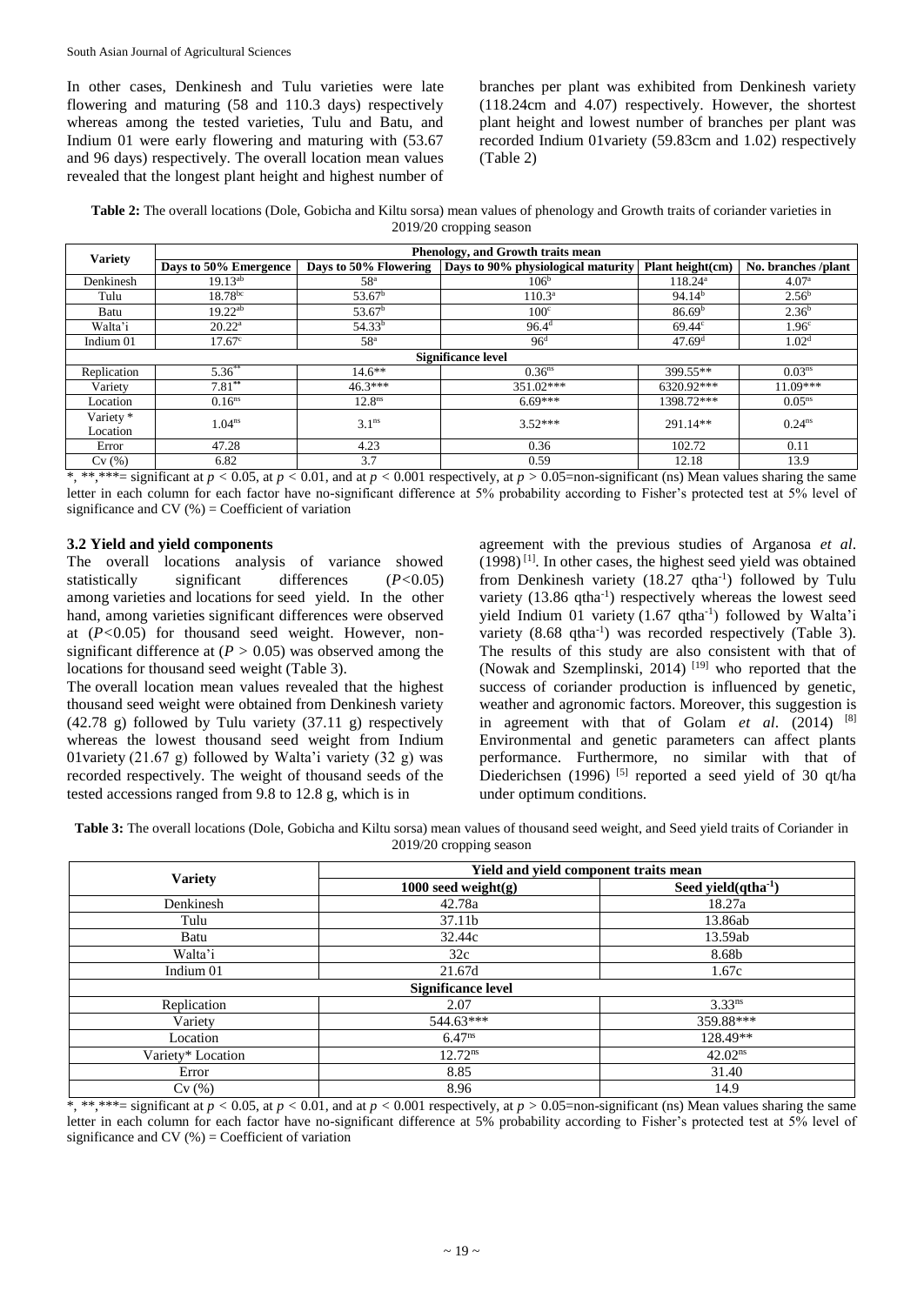In other cases, Denkinesh and Tulu varieties were late flowering and maturing (58 and 110.3 days) respectively whereas among the tested varieties, Tulu and Batu, and Indium 01 were early flowering and maturing with (53.67 and 96 days) respectively. The overall location mean values revealed that the longest plant height and highest number of branches per plant was exhibited from Denkinesh variety (118.24cm and 4.07) respectively. However, the shortest plant height and lowest number of branches per plant was recorded Indium 01variety (59.83cm and 1.02) respectively (Table 2)

**Table 2:** The overall locations (Dole, Gobicha and Kiltu sorsa) mean values of phenology and Growth traits of coriander varieties in 2019/20 cropping season

| Variety | Phenology, and Growth traits mean | | | | |
|---|---|---|---|---|---|
| | Days to 50% Emergence | Days to 50% Flowering | Days to 90% physiological maturity | Plant height(cm) | No. branches /plant |
| Denkinesh | 19.13$^{ab}$ | 58$^{a}$ | 106$^{b}$ | 118.24$^{a}$ | 4.07$^{a}$ |
| Tulu | 18.78$^{bc}$ | 53.67$^{b}$ | 110.3$^{a}$ | 94.14$^{b}$ | 2.56$^{b}$ |
| Batu | 19.22$^{ab}$ | 53.67$^{b}$ | 100$^{c}$ | 86.69$^{b}$ | 2.36$^{b}$ |
| Walta'i | 20.22$^{a}$ | 54.33$^{b}$ | 96.4$^{d}$ | 69.44$^{c}$ | 1.96$^{c}$ |
| Indium 01 | 17.67$^{c}$ | 58$^{a}$ | 96$^{d}$ | 47.69$^{d}$ | 1.02$^{d}$ |
| **Significance level** | | | | | |
| Replication | 5.36$^{**}$ | 14.6** | 0.36$^{ns}$ | 399.55** | 0.03$^{ns}$ |
| Variety | 7.81$^{**}$ | 46.3*** | 351.02*** | 6320.92*** | 11.09*** |
| Location | 0.16$^{ns}$ | 12.8$^{ns}$ | 6.69*** | 1398.72*** | 0.05$^{ns}$ |
| Variety * Location | 1.04$^{ns}$ | 3.1$^{ns}$ | 3.52*** | 291.14** | 0.24$^{ns}$ |
| Error | 47.28 | 4.23 | 0.36 | 102.72 | 0.11 |
| Cv (%) | 6.82 | 3.7 | 0.59 | 12.18 | 13.9 |

*, **,***= significant at $p < 0.05$, at $p < 0.01$, and at $p < 0.001$ respectively, at $p > 0.05$=non-significant (ns) Mean values sharing the same letter in each column for each factor have no-significant difference at 5% probability according to Fisher's protected test at 5% level of significance and CV (%) = Coefficient of variation

### 3.2 Yield and yield components

The overall locations analysis of variance showed statistically significant differences ($P<0.05$) among varieties and locations for seed yield. In the other hand, among varieties significant differences were observed at ($P<0.05$) for thousand seed weight. However, non-significant difference at ($P > 0.05$) was observed among the locations for thousand seed weight (Table 3).

The overall location mean values revealed that the highest thousand seed weight were obtained from Denkinesh variety (42.78 g) followed by Tulu variety (37.11 g) respectively whereas the lowest thousand seed weight from Indium 01variety (21.67 g) followed by Walta'i variety (32 g) was recorded respectively. The weight of thousand seeds of the tested accessions ranged from 9.8 to 12.8 g, which is in agreement with the previous studies of Arganosa *et al*. (1998) [1]. In other cases, the highest seed yield was obtained from Denkinesh variety (18.27 qtha$^{-1}$) followed by Tulu variety (13.86 qtha$^{-1}$) respectively whereas the lowest seed yield Indium 01 variety (1.67 qtha$^{-1}$) followed by Walta'i variety (8.68 qtha$^{-1}$) was recorded respectively (Table 3). The results of this study are also consistent with that of (Nowak and Szemplinski, 2014) [19] who reported that the success of coriander production is influenced by genetic, weather and agronomic factors. Moreover, this suggestion is in agreement with that of Golam *et al*. (2014) [8] Environmental and genetic parameters can affect plants performance. Furthermore, no similar with that of Diederichsen (1996) [5] reported a seed yield of 30 qt/ha under optimum conditions.

**Table 3:** The overall locations (Dole, Gobicha and Kiltu sorsa) mean values of thousand seed weight, and Seed yield traits of Coriander in 2019/20 cropping season

| Variety | Yield and yield component traits mean | |
|---|---|---|
| | 1000 seed weight(g) | Seed yield(qtha$^{-1}$) |
| Denkinesh | 42.78a | 18.27a |
| Tulu | 37.11b | 13.86ab |
| Batu | 32.44c | 13.59ab |
| Walta'i | 32c | 8.68b |
| Indium 01 | 21.67d | 1.67c |
| **Significance level** | | |
| Replication | 2.07 | 3.33$^{ns}$ |
| Variety | 544.63*** | 359.88*** |
| Location | 6.47$^{ns}$ | 128.49** |
| Variety* Location | 12.72$^{ns}$ | 42.02$^{ns}$ |
| Error | 8.85 | 31.40 |
| Cv (%) | 8.96 | 14.9 |

*, **,***= significant at $p < 0.05$, at $p < 0.01$, and at $p < 0.001$ respectively, at $p > 0.05$=non-significant (ns) Mean values sharing the same letter in each column for each factor have no-significant difference at 5% probability according to Fisher's protected test at 5% level of significance and CV (%) = Coefficient of variation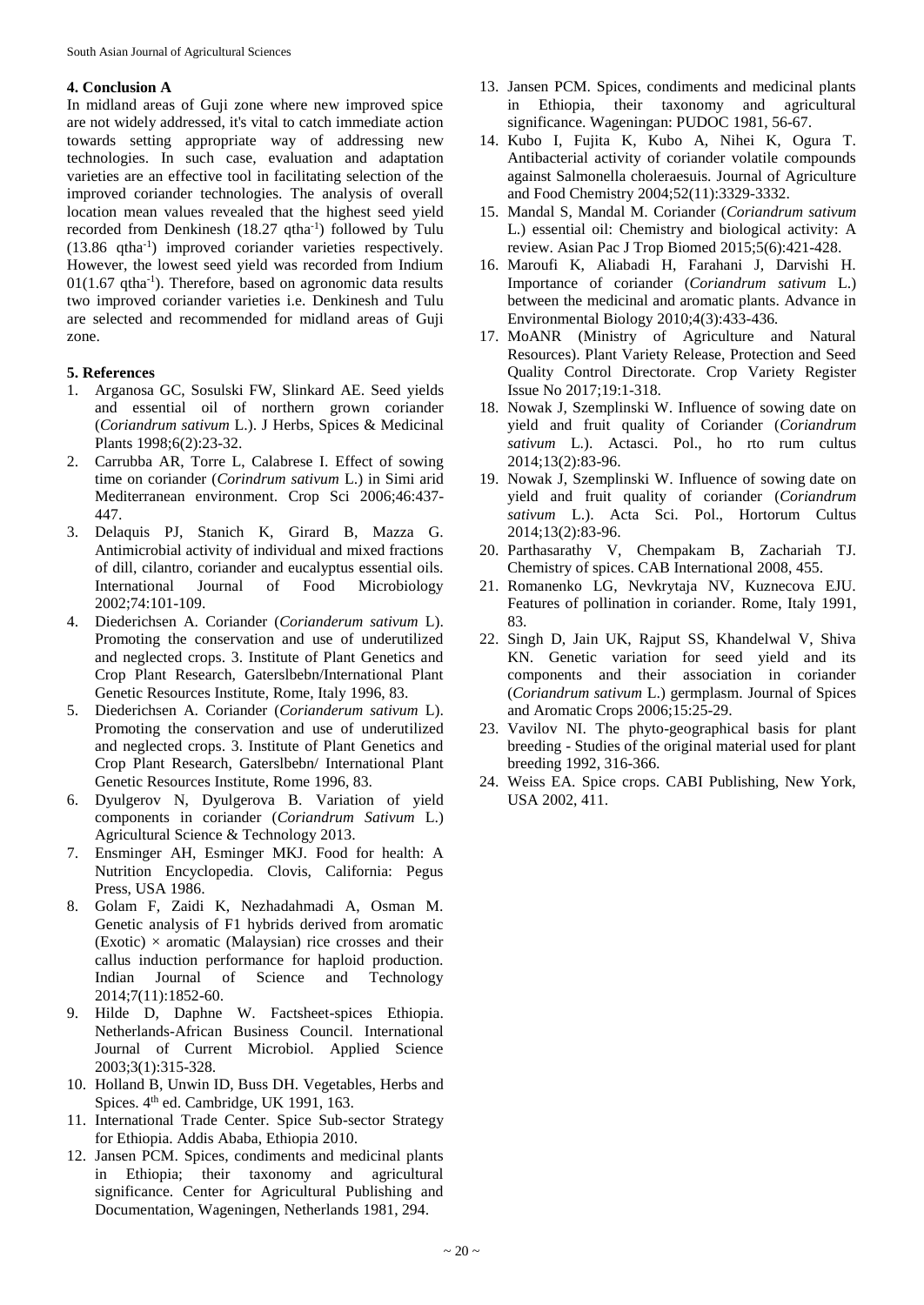## 4. Conclusion A

In midland areas of Guji zone where new improved spice are not widely addressed, it's vital to catch immediate action towards setting appropriate way of addressing new technologies. In such case, evaluation and adaptation varieties are an effective tool in facilitating selection of the improved coriander technologies. The analysis of overall location mean values revealed that the highest seed yield recorded from Denkinesh (18.27 qtha$^{-1}$) followed by Tulu (13.86 qtha$^{-1}$) improved coriander varieties respectively. However, the lowest seed yield was recorded from Indium 01(1.67 qtha$^{-1}$). Therefore, based on agronomic data results two improved coriander varieties i.e. Denkinesh and Tulu are selected and recommended for midland areas of Guji zone.

## 5. References

1. Arganosa GC, Sosulski FW, Slinkard AE. Seed yields and essential oil of northern grown coriander (*Coriandrum sativum* L.). J Herbs, Spices & Medicinal Plants 1998;6(2):23-32.
2. Carrubba AR, Torre L, Calabrese I. Effect of sowing time on coriander (*Corindrum sativum* L.) in Simi arid Mediterranean environment. Crop Sci 2006;46:437-447.
3. Delaquis PJ, Stanich K, Girard B, Mazza G. Antimicrobial activity of individual and mixed fractions of dill, cilantro, coriander and eucalyptus essential oils. International Journal of Food Microbiology 2002;74:101-109.
4. Diederichsen A. Coriander (*Corianderum sativum* L). Promoting the conservation and use of underutilized and neglected crops. 3. Institute of Plant Genetics and Crop Plant Research, Gaterslbebn/International Plant Genetic Resources Institute, Rome, Italy 1996, 83.
5. Diederichsen A. Coriander (*Corianderum sativum* L). Promoting the conservation and use of underutilized and neglected crops. 3. Institute of Plant Genetics and Crop Plant Research, Gaterslbebn/ International Plant Genetic Resources Institute, Rome 1996, 83.
6. Dyulgerov N, Dyulgerova B. Variation of yield components in coriander (*Coriandrum Sativum* L.) Agricultural Science & Technology 2013.
7. Ensminger AH, Esminger MKJ. Food for health: A Nutrition Encyclopedia. Clovis, California: Pegus Press, USA 1986.
8. Golam F, Zaidi K, Nezhadahmadi A, Osman M. Genetic analysis of F1 hybrids derived from aromatic (Exotic) × aromatic (Malaysian) rice crosses and their callus induction performance for haploid production. Indian Journal of Science and Technology 2014;7(11):1852-60.
9. Hilde D, Daphne W. Factsheet-spices Ethiopia. Netherlands-African Business Council. International Journal of Current Microbiol. Applied Science 2003;3(1):315-328.
10. Holland B, Unwin ID, Buss DH. Vegetables, Herbs and Spices. 4th ed. Cambridge, UK 1991, 163.
11. International Trade Center. Spice Sub-sector Strategy for Ethiopia. Addis Ababa, Ethiopia 2010.
12. Jansen PCM. Spices, condiments and medicinal plants in Ethiopia; their taxonomy and agricultural significance. Center for Agricultural Publishing and Documentation, Wageningen, Netherlands 1981, 294.
13. Jansen PCM. Spices, condiments and medicinal plants in Ethiopia, their taxonomy and agricultural significance. Wageningan: PUDOC 1981, 56-67.
14. Kubo I, Fujita K, Kubo A, Nihei K, Ogura T. Antibacterial activity of coriander volatile compounds against Salmonella choleraesuis. Journal of Agriculture and Food Chemistry 2004;52(11):3329-3332.
15. Mandal S, Mandal M. Coriander (*Coriandrum sativum* L.) essential oil: Chemistry and biological activity: A review. Asian Pac J Trop Biomed 2015;5(6):421-428.
16. Maroufi K, Aliabadi H, Farahani J, Darvishi H. Importance of coriander (*Coriandrum sativum* L.) between the medicinal and aromatic plants. Advance in Environmental Biology 2010;4(3):433-436.
17. MoANR (Ministry of Agriculture and Natural Resources). Plant Variety Release, Protection and Seed Quality Control Directorate. Crop Variety Register Issue No 2017;19:1-318.
18. Nowak J, Szemplinski W. Influence of sowing date on yield and fruit quality of Coriander (*Coriandrum sativum* L.). Actasci. Pol., ho rto rum cultus 2014;13(2):83-96.
19. Nowak J, Szemplinski W. Influence of sowing date on yield and fruit quality of coriander (*Coriandrum sativum* L.). Acta Sci. Pol., Hortorum Cultus 2014;13(2):83-96.
20. Parthasarathy V, Chempakam B, Zachariah TJ. Chemistry of spices. CAB International 2008, 455.
21. Romanenko LG, Nevkrytaja NV, Kuznecova EJU. Features of pollination in coriander. Rome, Italy 1991, 83.
22. Singh D, Jain UK, Rajput SS, Khandelwal V, Shiva KN. Genetic variation for seed yield and its components and their association in coriander (*Coriandrum sativum* L.) germplasm. Journal of Spices and Aromatic Crops 2006;15:25-29.
23. Vavilov NI. The phyto-geographical basis for plant breeding - Studies of the original material used for plant breeding 1992, 316-366.
24. Weiss EA. Spice crops. CABI Publishing, New York, USA 2002, 411.